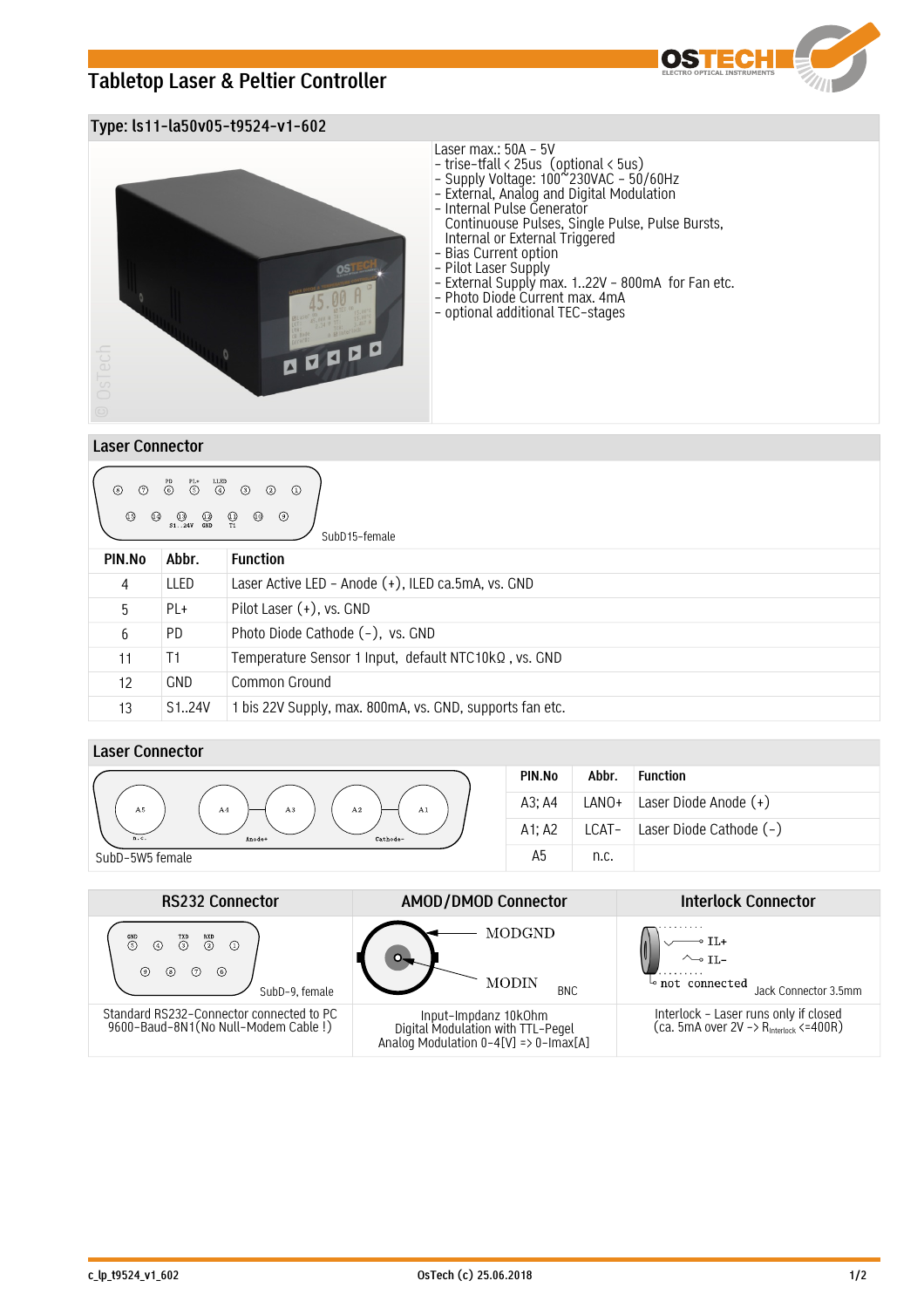# Tabletop Laser & Peltier Controller

## Type: ls11-la50v05-t9524-v1-602

Laser max.: 50A – 5V
- trise-tfall < 25us (optional < 5us)
- Supply Voltage: 100~230VAC – 50/60Hz
- External, Analog and Digital Modulation
- Internal Pulse Generator
  Continuouse Pulses, Single Pulse, Pulse Bursts,
  Internal or External Triggered
- Bias Current option
- Pilot Laser Supply
- External Supply max. 1..22V – 800mA for Fan etc.
- Photo Diode Current max. 4mA
- optional additional TEC-stages

## Laser Connector

SubD15-female

| PIN.No | Abbr. | Function |
|---|---|---|
| 4 | LLED | Laser Active LED – Anode (+), ILED ca.5mA, vs. GND |
| 5 | PL+ | Pilot Laser (+), vs. GND |
| 6 | PD | Photo Diode Cathode (-), vs. GND |
| 11 | T1 | Temperature Sensor 1 Input, default NTC10kΩ , vs. GND |
| 12 | GND | Common Ground |
| 13 | S1..24V | 1 bis 22V Supply, max. 800mA, vs. GND, supports fan etc. |

## Laser Connector

SubD-5W5 female

| PIN.No | Abbr. | Function |
|---|---|---|
| A3; A4 | LANO+ | Laser Diode Anode (+) |
| A1; A2 | LCAT- | Laser Diode Cathode (-) |
| A5 | n.c. | |

| RS232 Connector | AMOD/DMOD Connector | Interlock Connector |
|---|---|---|
| SubD-9, female | MODGND, MODIN, BNC | IL+, IL-, not connected, Jack Connector 3.5mm |
| Standard RS232-Connector connected to PC 9600-Baud-8N1(No Null-Modem Cable !) | Input-Impdanz 10kOhm Digital Modulation with TTL-Pegel Analog Modulation 0-4[V] => 0-Imax[A] | Interlock – Laser runs only if closed (ca. 5mA over 2V -> $R_{Interlock}$ <=400R) |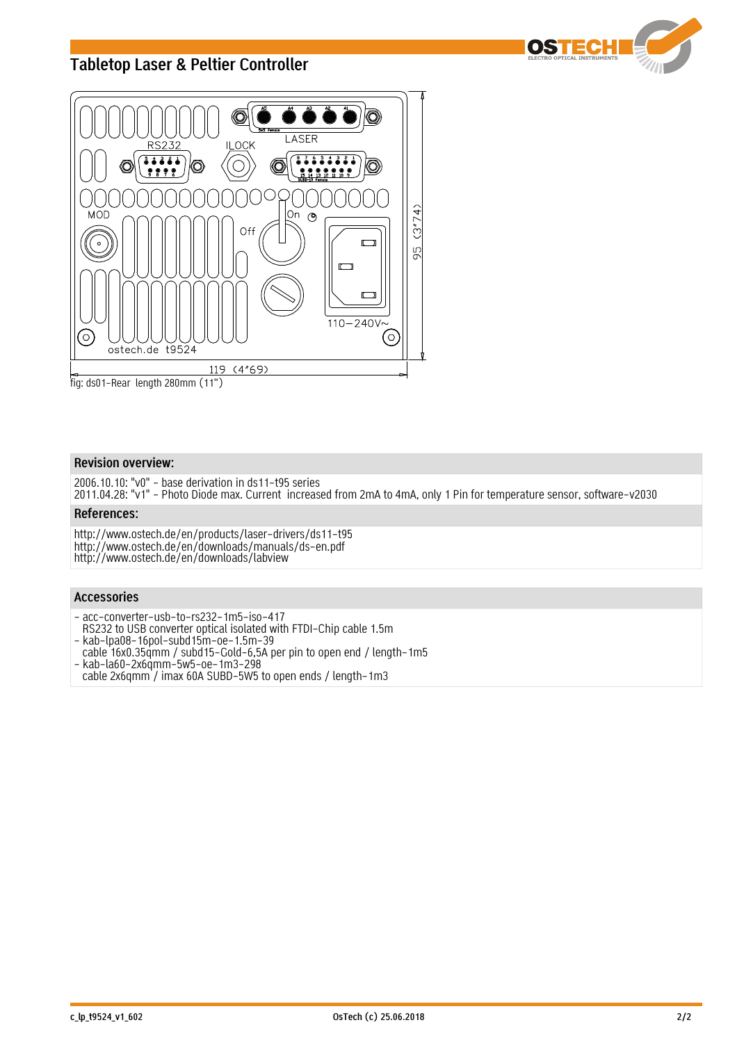# Tabletop Laser & Peltier Controller

RS232
ILOCK
LASER
MOD
Off
On
110–240V~
ostech.de t9524
95 (3"74)
119 (4"69)

fig: ds01-Rear length 280mm (11")

## Revision overview:

2006.10.10: "v0" – base derivation in ds11-t95 series
2011.04.28: "v1" – Photo Diode max. Current increased from 2mA to 4mA, only 1 Pin for temperature sensor, software-v2030

## References:

http://www.ostech.de/en/products/laser-drivers/ds11-t95
http://www.ostech.de/en/downloads/manuals/ds-en.pdf
http://www.ostech.de/en/downloads/labview

## Accessories

- acc-converter-usb-to-rs232-1m5-iso-417
  RS232 to USB converter optical isolated with FTDI-Chip cable 1.5m
- kab-lpa08-16pol-subd15m-oe-1.5m-39
  cable 16x0.35qmm / subd15-Gold-6,5A per pin to open end / length-1m5
- kab-la60-2x6qmm-5w5-oe-1m3-298
  cable 2x6qmm / imax 60A SUBD-5W5 to open ends / length-1m3